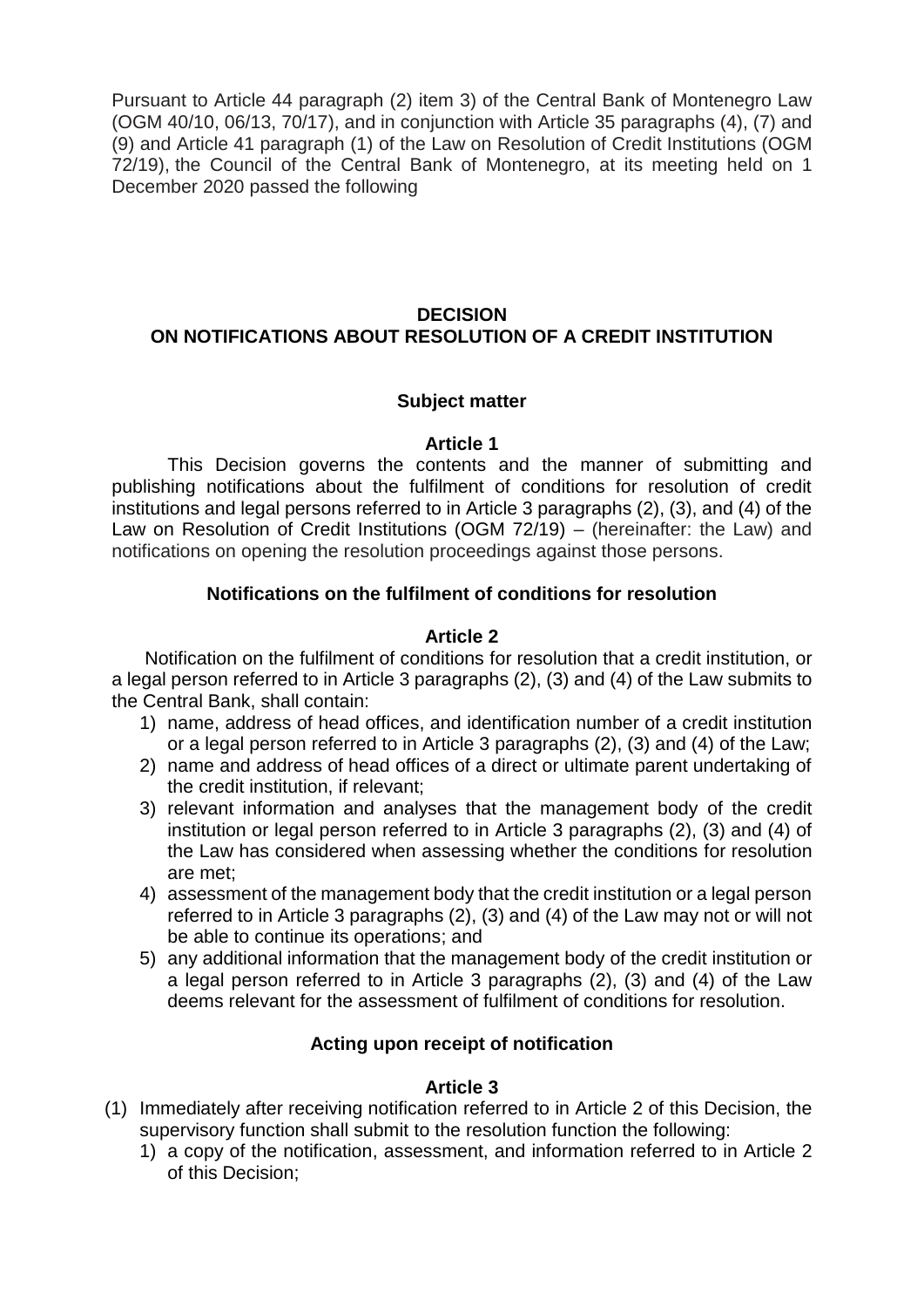Pursuant to Article 44 paragraph (2) item 3) of the Central Bank of Montenegro Law (OGM 40/10, 06/13, 70/17), and in conjunction with Article 35 paragraphs (4), (7) and (9) and Article 41 paragraph (1) of the Law on Resolution of Credit Institutions (OGM 72/19), the Council of the Central Bank of Montenegro, at its meeting held on 1 December 2020 passed the following

# DECISION
# ON NOTIFICATIONS ABOUT RESOLUTION OF A CREDIT INSTITUTION

### Subject matter

**Article 1**

This Decision governs the contents and the manner of submitting and publishing notifications about the fulfilment of conditions for resolution of credit institutions and legal persons referred to in Article 3 paragraphs (2), (3), and (4) of the Law on Resolution of Credit Institutions (OGM 72/19) – (hereinafter: the Law) and notifications on opening the resolution proceedings against those persons.

### Notifications on the fulfilment of conditions for resolution

**Article 2**

Notification on the fulfilment of conditions for resolution that a credit institution, or a legal person referred to in Article 3 paragraphs (2), (3) and (4) of the Law submits to the Central Bank, shall contain:

1) name, address of head offices, and identification number of a credit institution or a legal person referred to in Article 3 paragraphs (2), (3) and (4) of the Law;
2) name and address of head offices of a direct or ultimate parent undertaking of the credit institution, if relevant;
3) relevant information and analyses that the management body of the credit institution or legal person referred to in Article 3 paragraphs (2), (3) and (4) of the Law has considered when assessing whether the conditions for resolution are met;
4) assessment of the management body that the credit institution or a legal person referred to in Article 3 paragraphs (2), (3) and (4) of the Law may not or will not be able to continue its operations; and
5) any additional information that the management body of the credit institution or a legal person referred to in Article 3 paragraphs (2), (3) and (4) of the Law deems relevant for the assessment of fulfilment of conditions for resolution.

### Acting upon receipt of notification

**Article 3**

(1) Immediately after receiving notification referred to in Article 2 of this Decision, the supervisory function shall submit to the resolution function the following:
   1) a copy of the notification, assessment, and information referred to in Article 2 of this Decision;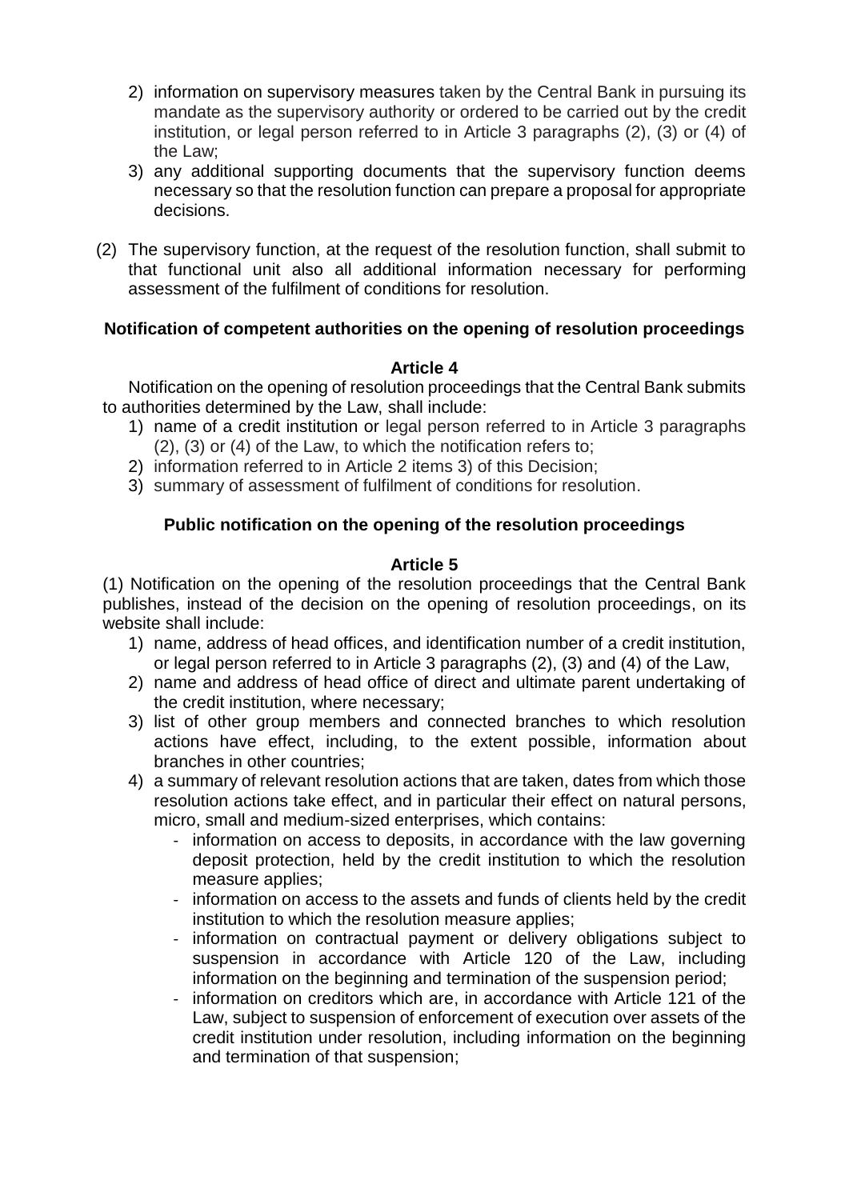2) information on supervisory measures taken by the Central Bank in pursuing its mandate as the supervisory authority or ordered to be carried out by the credit institution, or legal person referred to in Article 3 paragraphs (2), (3) or (4) of the Law;
3) any additional supporting documents that the supervisory function deems necessary so that the resolution function can prepare a proposal for appropriate decisions.

(2) The supervisory function, at the request of the resolution function, shall submit to that functional unit also all additional information necessary for performing assessment of the fulfilment of conditions for resolution.

**Notification of competent authorities on the opening of resolution proceedings**

**Article 4**

Notification on the opening of resolution proceedings that the Central Bank submits to authorities determined by the Law, shall include:

1) name of a credit institution or legal person referred to in Article 3 paragraphs (2), (3) or (4) of the Law, to which the notification refers to;
2) information referred to in Article 2 items 3) of this Decision;
3) summary of assessment of fulfilment of conditions for resolution.

**Public notification on the opening of the resolution proceedings**

**Article 5**

(1) Notification on the opening of the resolution proceedings that the Central Bank publishes, instead of the decision on the opening of resolution proceedings, on its website shall include:

1) name, address of head offices, and identification number of a credit institution, or legal person referred to in Article 3 paragraphs (2), (3) and (4) of the Law,
2) name and address of head office of direct and ultimate parent undertaking of the credit institution, where necessary;
3) list of other group members and connected branches to which resolution actions have effect, including, to the extent possible, information about branches in other countries;
4) a summary of relevant resolution actions that are taken, dates from which those resolution actions take effect, and in particular their effect on natural persons, micro, small and medium-sized enterprises, which contains:
   - information on access to deposits, in accordance with the law governing deposit protection, held by the credit institution to which the resolution measure applies;
   - information on access to the assets and funds of clients held by the credit institution to which the resolution measure applies;
   - information on contractual payment or delivery obligations subject to suspension in accordance with Article 120 of the Law, including information on the beginning and termination of the suspension period;
   - information on creditors which are, in accordance with Article 121 of the Law, subject to suspension of enforcement of execution over assets of the credit institution under resolution, including information on the beginning and termination of that suspension;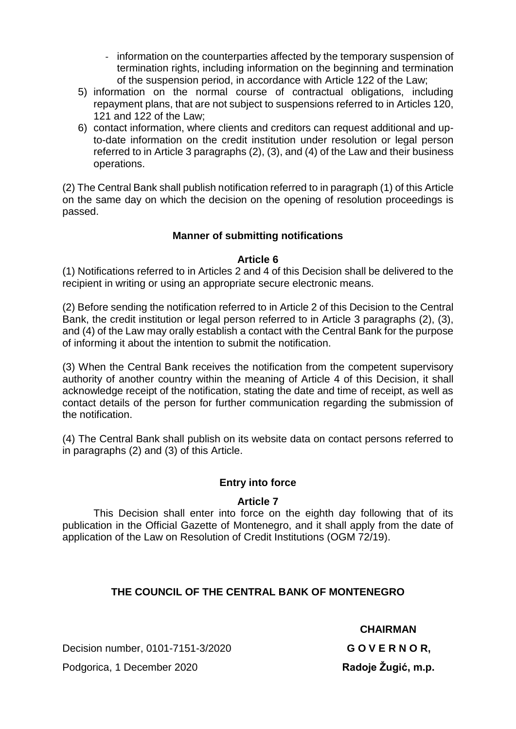- information on the counterparties affected by the temporary suspension of termination rights, including information on the beginning and termination of the suspension period, in accordance with Article 122 of the Law;

5) information on the normal course of contractual obligations, including repayment plans, that are not subject to suspensions referred to in Articles 120, 121 and 122 of the Law;
6) contact information, where clients and creditors can request additional and up-to-date information on the credit institution under resolution or legal person referred to in Article 3 paragraphs (2), (3), and (4) of the Law and their business operations.

(2) The Central Bank shall publish notification referred to in paragraph (1) of this Article on the same day on which the decision on the opening of resolution proceedings is passed.

**Manner of submitting notifications**

**Article 6**

(1) Notifications referred to in Articles 2 and 4 of this Decision shall be delivered to the recipient in writing or using an appropriate secure electronic means.

(2) Before sending the notification referred to in Article 2 of this Decision to the Central Bank, the credit institution or legal person referred to in Article 3 paragraphs (2), (3), and (4) of the Law may orally establish a contact with the Central Bank for the purpose of informing it about the intention to submit the notification.

(3) When the Central Bank receives the notification from the competent supervisory authority of another country within the meaning of Article 4 of this Decision, it shall acknowledge receipt of the notification, stating the date and time of receipt, as well as contact details of the person for further communication regarding the submission of the notification.

(4) The Central Bank shall publish on its website data on contact persons referred to in paragraphs (2) and (3) of this Article.

**Entry into force**

**Article 7**

This Decision shall enter into force on the eighth day following that of its publication in the Official Gazette of Montenegro, and it shall apply from the date of application of the Law on Resolution of Credit Institutions (OGM 72/19).

**THE COUNCIL OF THE CENTRAL BANK OF MONTENEGRO**

**CHAIRMAN**

Decision number, 0101-7151-3/2020

**G O V E R N O R,**

Podgorica, 1 December 2020

**Radoje Žugić, m.p.**